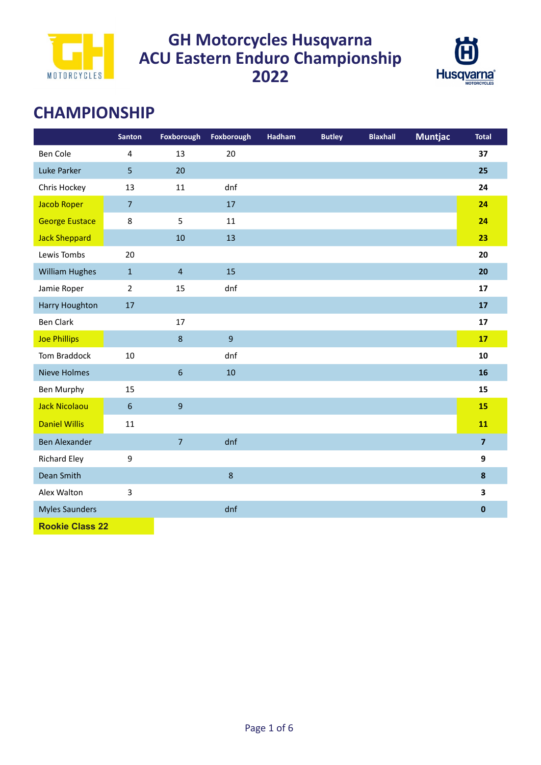# GH Motorcycles Husqvarna ACU Eastern Enduro Championship 2022

## CHAMPIONSHIP

| | Santon | Foxborough | Foxborough | Hadham | Butley | Blaxhall | Muntjac | Total |
|---|---|---|---|---|---|---|---|---|
| Ben Cole | 4 | 13 | 20 | | | | | **37** |
| Luke Parker | 5 | 20 | | | | | | **25** |
| Chris Hockey | 13 | 11 | dnf | | | | | **24** |
| Jacob Roper | 7 | | 17 | | | | | **24** |
| George Eustace | 8 | 5 | 11 | | | | | **24** |
| Jack Sheppard | | 10 | 13 | | | | | **23** |
| Lewis Tombs | 20 | | | | | | | **20** |
| William Hughes | 1 | 4 | 15 | | | | | **20** |
| Jamie Roper | 2 | 15 | dnf | | | | | **17** |
| Harry Houghton | 17 | | | | | | | **17** |
| Ben Clark | | 17 | | | | | | **17** |
| Joe Phillips | | 8 | 9 | | | | | **17** |
| Tom Braddock | 10 | | dnf | | | | | **10** |
| Nieve Holmes | | 6 | 10 | | | | | **16** |
| Ben Murphy | 15 | | | | | | | **15** |
| Jack Nicolaou | 6 | 9 | | | | | | **15** |
| Daniel Willis | 11 | | | | | | | **11** |
| Ben Alexander | | 7 | dnf | | | | | **7** |
| Richard Eley | 9 | | | | | | | **9** |
| Dean Smith | | | 8 | | | | | **8** |
| Alex Walton | 3 | | | | | | | **3** |
| Myles Saunders | | | dnf | | | | | **0** |

**Rookie Class 22**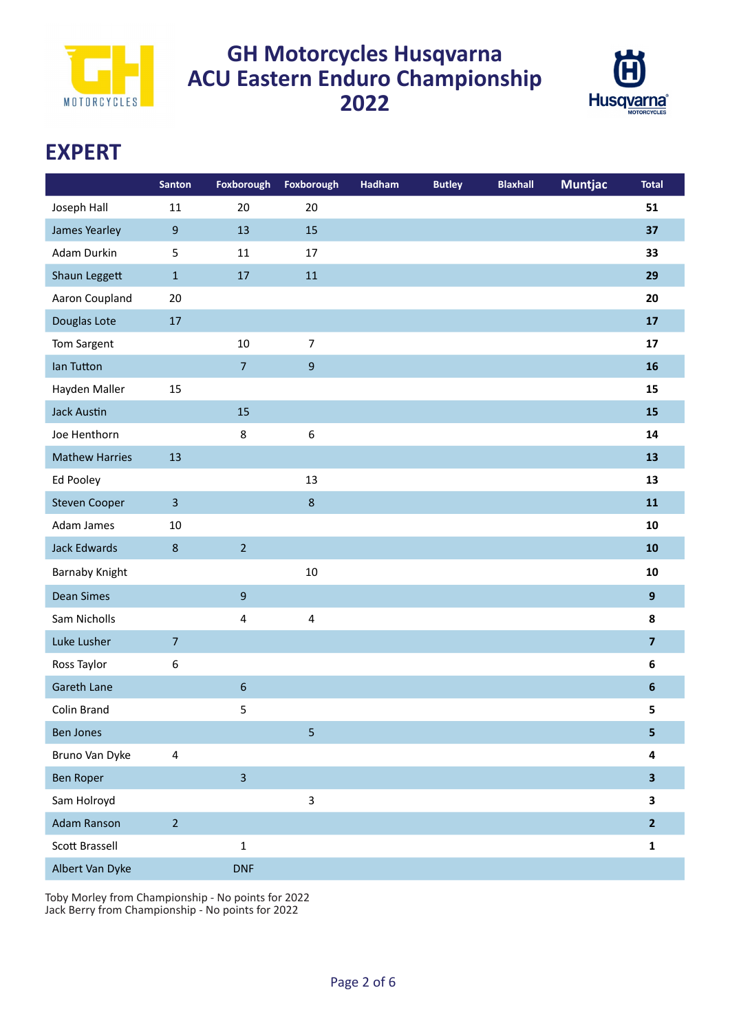# GH Motorcycles Husqvarna ACU Eastern Enduro Championship 2022

## EXPERT

| | Santon | Foxborough | Foxborough | Hadham | Butley | Blaxhall | Muntjac | Total |
|---|---|---|---|---|---|---|---|---|
| Joseph Hall | 11 | 20 | 20 | | | | | **51** |
| James Yearley | 9 | 13 | 15 | | | | | **37** |
| Adam Durkin | 5 | 11 | 17 | | | | | **33** |
| Shaun Leggett | 1 | 17 | 11 | | | | | **29** |
| Aaron Coupland | 20 | | | | | | | **20** |
| Douglas Lote | 17 | | | | | | | **17** |
| Tom Sargent | | 10 | 7 | | | | | **17** |
| Ian Tutton | | 7 | 9 | | | | | **16** |
| Hayden Maller | 15 | | | | | | | **15** |
| Jack Austin | | 15 | | | | | | **15** |
| Joe Henthorn | | 8 | 6 | | | | | **14** |
| Mathew Harries | 13 | | | | | | | **13** |
| Ed Pooley | | | 13 | | | | | **13** |
| Steven Cooper | 3 | | 8 | | | | | **11** |
| Adam James | 10 | | | | | | | **10** |
| Jack Edwards | 8 | 2 | | | | | | **10** |
| Barnaby Knight | | | 10 | | | | | **10** |
| Dean Simes | | 9 | | | | | | **9** |
| Sam Nicholls | | 4 | 4 | | | | | **8** |
| Luke Lusher | 7 | | | | | | | **7** |
| Ross Taylor | 6 | | | | | | | **6** |
| Gareth Lane | | 6 | | | | | | **6** |
| Colin Brand | | 5 | | | | | | **5** |
| Ben Jones | | | 5 | | | | | **5** |
| Bruno Van Dyke | 4 | | | | | | | **4** |
| Ben Roper | | 3 | | | | | | **3** |
| Sam Holroyd | | | 3 | | | | | **3** |
| Adam Ranson | 2 | | | | | | | **2** |
| Scott Brassell | | 1 | | | | | | **1** |
| Albert Van Dyke | | DNF | | | | | | |

Toby Morley from Championship - No points for 2022
Jack Berry from Championship - No points for 2022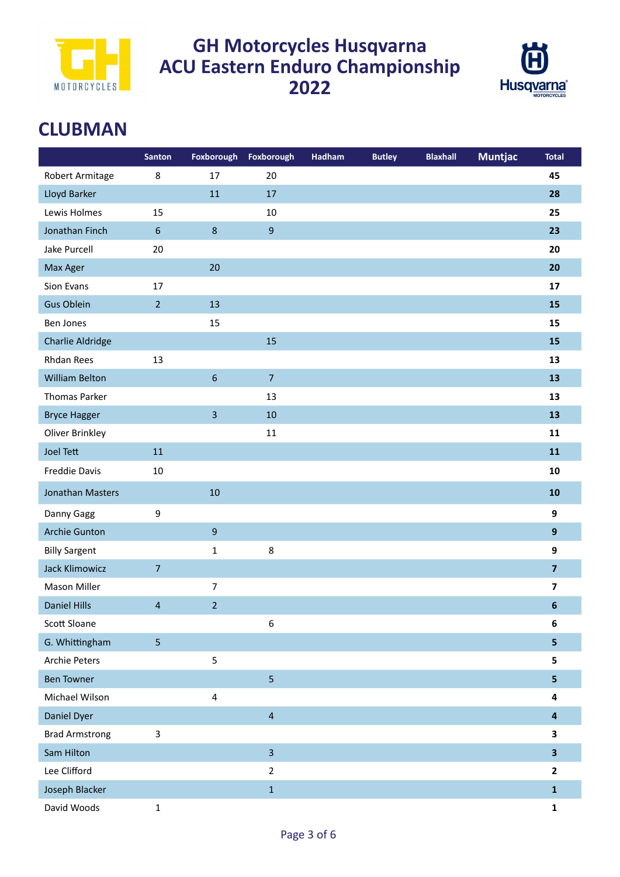# GH Motorcycles Husqvarna ACU Eastern Enduro Championship 2022

## CLUBMAN

| | Santon | Foxborough | Foxborough | Hadham | Butley | Blaxhall | Muntjac | Total |
|---|---|---|---|---|---|---|---|---|
| Robert Armitage | 8 | 17 | 20 | | | | | **45** |
| Lloyd Barker | | 11 | 17 | | | | | **28** |
| Lewis Holmes | 15 | | 10 | | | | | **25** |
| Jonathan Finch | 6 | 8 | 9 | | | | | **23** |
| Jake Purcell | 20 | | | | | | | **20** |
| Max Ager | | 20 | | | | | | **20** |
| Sion Evans | 17 | | | | | | | **17** |
| Gus Oblein | 2 | 13 | | | | | | **15** |
| Ben Jones | | 15 | | | | | | **15** |
| Charlie Aldridge | | | 15 | | | | | **15** |
| Rhdan Rees | 13 | | | | | | | **13** |
| William Belton | | 6 | 7 | | | | | **13** |
| Thomas Parker | | | 13 | | | | | **13** |
| Bryce Hagger | | 3 | 10 | | | | | **13** |
| Oliver Brinkley | | | 11 | | | | | **11** |
| Joel Tett | 11 | | | | | | | **11** |
| Freddie Davis | 10 | | | | | | | **10** |
| Jonathan Masters | | 10 | | | | | | **10** |
| Danny Gagg | 9 | | | | | | | **9** |
| Archie Gunton | | 9 | | | | | | **9** |
| Billy Sargent | | 1 | 8 | | | | | **9** |
| Jack Klimowicz | 7 | | | | | | | **7** |
| Mason Miller | | 7 | | | | | | **7** |
| Daniel Hills | 4 | 2 | | | | | | **6** |
| Scott Sloane | | | 6 | | | | | **6** |
| G. Whittingham | 5 | | | | | | | **5** |
| Archie Peters | | 5 | | | | | | **5** |
| Ben Towner | | | 5 | | | | | **5** |
| Michael Wilson | | 4 | | | | | | **4** |
| Daniel Dyer | | | 4 | | | | | **4** |
| Brad Armstrong | 3 | | | | | | | **3** |
| Sam Hilton | | | 3 | | | | | **3** |
| Lee Clifford | | | 2 | | | | | **2** |
| Joseph Blacker | | | 1 | | | | | **1** |
| David Woods | 1 | | | | | | | **1** |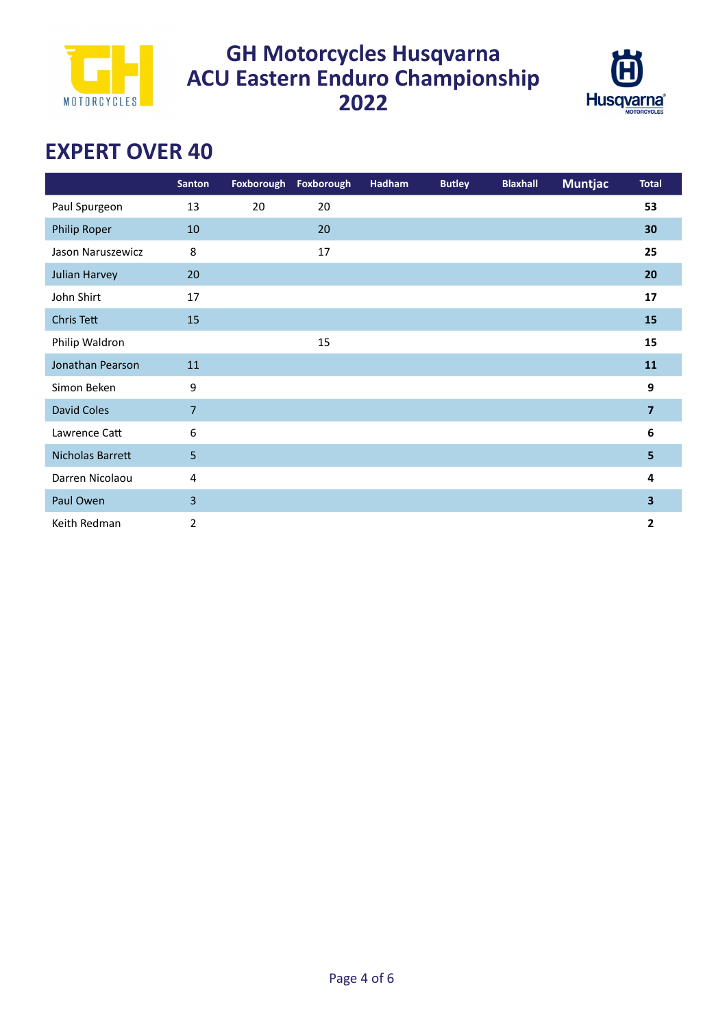# GH Motorcycles Husqvarna ACU Eastern Enduro Championship 2022

## EXPERT OVER 40

| | Santon | Foxborough | Foxborough | Hadham | Butley | Blaxhall | Muntjac | Total |
|---|---|---|---|---|---|---|---|---|
| Paul Spurgeon | 13 | 20 | 20 | | | | | **53** |
| Philip Roper | 10 | | 20 | | | | | **30** |
| Jason Naruszewicz | 8 | | 17 | | | | | **25** |
| Julian Harvey | 20 | | | | | | | **20** |
| John Shirt | 17 | | | | | | | **17** |
| Chris Tett | 15 | | | | | | | **15** |
| Philip Waldron | | | 15 | | | | | **15** |
| Jonathan Pearson | 11 | | | | | | | **11** |
| Simon Beken | 9 | | | | | | | **9** |
| David Coles | 7 | | | | | | | **7** |
| Lawrence Catt | 6 | | | | | | | **6** |
| Nicholas Barrett | 5 | | | | | | | **5** |
| Darren Nicolaou | 4 | | | | | | | **4** |
| Paul Owen | 3 | | | | | | | **3** |
| Keith Redman | 2 | | | | | | | **2** |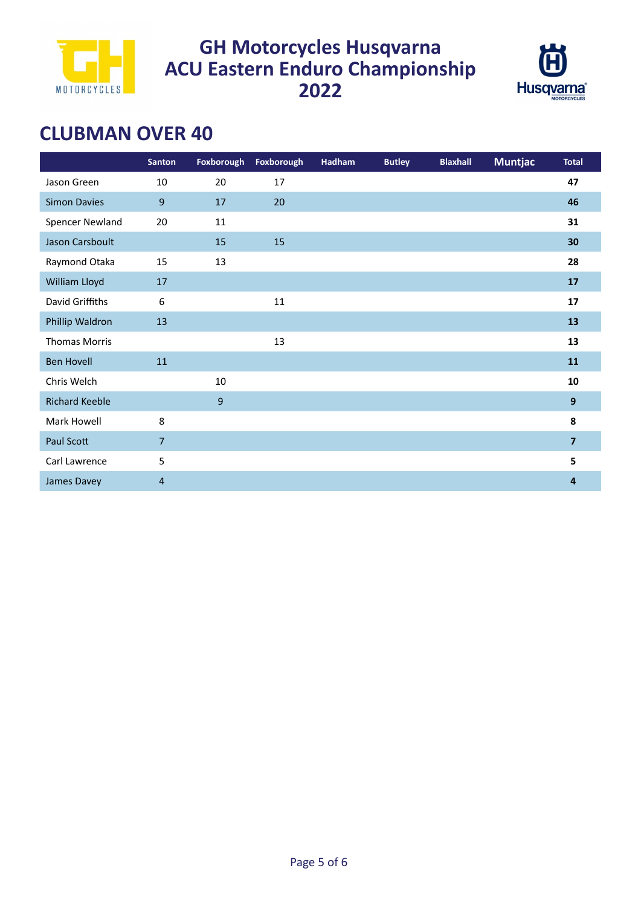# GH Motorcycles Husqvarna ACU Eastern Enduro Championship 2022

## CLUBMAN OVER 40

| | Santon | Foxborough | Foxborough | Hadham | Butley | Blaxhall | Muntjac | Total |
|---|---|---|---|---|---|---|---|---|
| Jason Green | 10 | 20 | 17 | | | | | **47** |
| Simon Davies | 9 | 17 | 20 | | | | | **46** |
| Spencer Newland | 20 | 11 | | | | | | **31** |
| Jason Carsboult | | 15 | 15 | | | | | **30** |
| Raymond Otaka | 15 | 13 | | | | | | **28** |
| William Lloyd | 17 | | | | | | | **17** |
| David Griffiths | 6 | | 11 | | | | | **17** |
| Phillip Waldron | 13 | | | | | | | **13** |
| Thomas Morris | | | 13 | | | | | **13** |
| Ben Hovell | 11 | | | | | | | **11** |
| Chris Welch | | 10 | | | | | | **10** |
| Richard Keeble | | 9 | | | | | | **9** |
| Mark Howell | 8 | | | | | | | **8** |
| Paul Scott | 7 | | | | | | | **7** |
| Carl Lawrence | 5 | | | | | | | **5** |
| James Davey | 4 | | | | | | | **4** |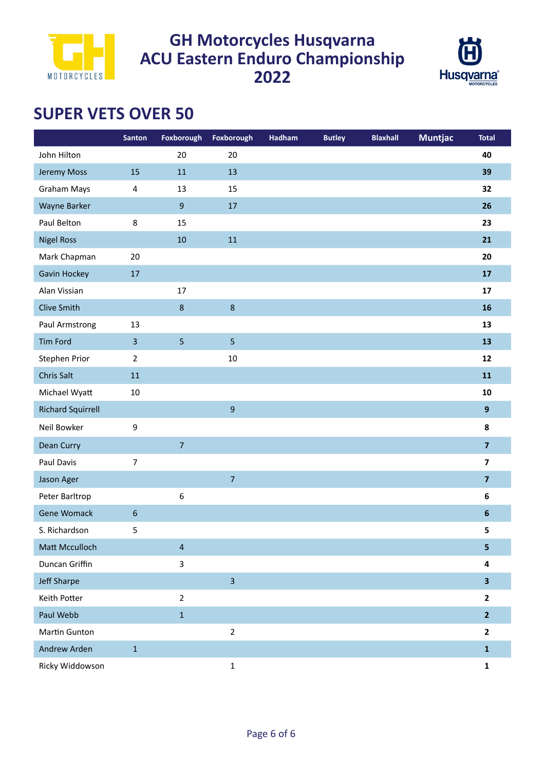# GH Motorcycles Husqvarna ACU Eastern Enduro Championship 2022

## SUPER VETS OVER 50

| | Santon | Foxborough | Foxborough | Hadham | Butley | Blaxhall | Muntjac | Total |
|---|---|---|---|---|---|---|---|---|
| John Hilton | | 20 | 20 | | | | | **40** |
| Jeremy Moss | 15 | 11 | 13 | | | | | **39** |
| Graham Mays | 4 | 13 | 15 | | | | | **32** |
| Wayne Barker | | 9 | 17 | | | | | **26** |
| Paul Belton | 8 | 15 | | | | | | **23** |
| Nigel Ross | | 10 | 11 | | | | | **21** |
| Mark Chapman | 20 | | | | | | | **20** |
| Gavin Hockey | 17 | | | | | | | **17** |
| Alan Vissian | | 17 | | | | | | **17** |
| Clive Smith | | 8 | 8 | | | | | **16** |
| Paul Armstrong | 13 | | | | | | | **13** |
| Tim Ford | 3 | 5 | 5 | | | | | **13** |
| Stephen Prior | 2 | | 10 | | | | | **12** |
| Chris Salt | 11 | | | | | | | **11** |
| Michael Wyatt | 10 | | | | | | | **10** |
| Richard Squirrell | | | 9 | | | | | **9** |
| Neil Bowker | 9 | | | | | | | **8** |
| Dean Curry | | 7 | | | | | | **7** |
| Paul Davis | 7 | | | | | | | **7** |
| Jason Ager | | | 7 | | | | | **7** |
| Peter Barltrop | | 6 | | | | | | **6** |
| Gene Womack | 6 | | | | | | | **6** |
| S. Richardson | 5 | | | | | | | **5** |
| Matt Mcculloch | | 4 | | | | | | **5** |
| Duncan Griffin | | 3 | | | | | | **4** |
| Jeff Sharpe | | | 3 | | | | | **3** |
| Keith Potter | | 2 | | | | | | **2** |
| Paul Webb | | 1 | | | | | | **2** |
| Martin Gunton | | | 2 | | | | | **2** |
| Andrew Arden | 1 | | | | | | | **1** |
| Ricky Widdowson | | | 1 | | | | | **1** |